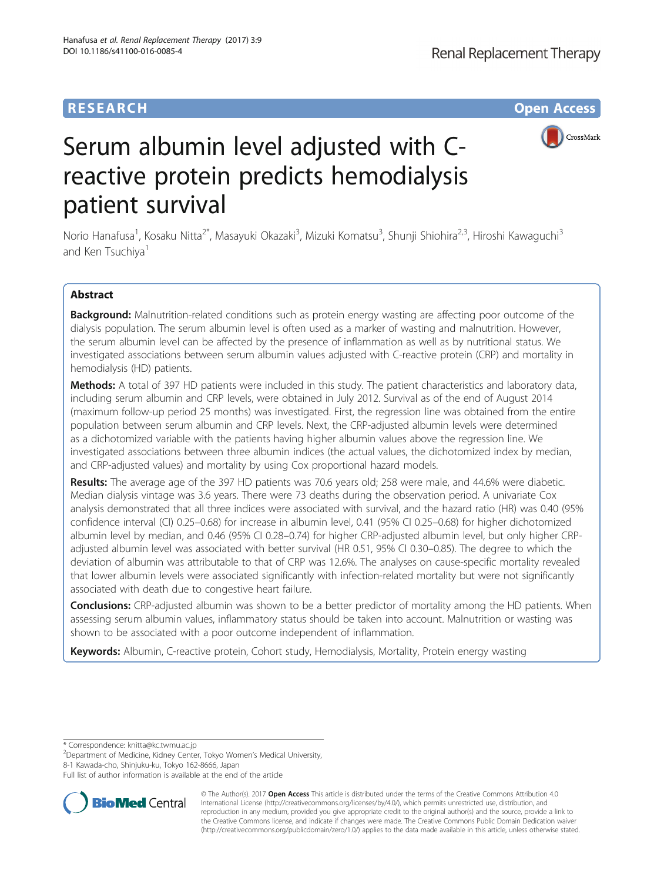**RESEARCH** **Open Access**

# Serum albumin level adjusted with C-reactive protein predicts hemodialysis patient survival

Norio Hanafusa[1], Kosaku Nitta[2*], Masayuki Okazaki[3], Mizuki Komatsu[3], Shunji Shiohira[2,3], Hiroshi Kawaguchi[3] and Ken Tsuchiya[1]

## Abstract

**Background:** Malnutrition-related conditions such as protein energy wasting are affecting poor outcome of the dialysis population. The serum albumin level is often used as a marker of wasting and malnutrition. However, the serum albumin level can be affected by the presence of inflammation as well as by nutritional status. We investigated associations between serum albumin values adjusted with C-reactive protein (CRP) and mortality in hemodialysis (HD) patients.

**Methods:** A total of 397 HD patients were included in this study. The patient characteristics and laboratory data, including serum albumin and CRP levels, were obtained in July 2012. Survival as of the end of August 2014 (maximum follow-up period 25 months) was investigated. First, the regression line was obtained from the entire population between serum albumin and CRP levels. Next, the CRP-adjusted albumin levels were determined as a dichotomized variable with the patients having higher albumin values above the regression line. We investigated associations between three albumin indices (the actual values, the dichotomized index by median, and CRP-adjusted values) and mortality by using Cox proportional hazard models.

**Results:** The average age of the 397 HD patients was 70.6 years old; 258 were male, and 44.6% were diabetic. Median dialysis vintage was 3.6 years. There were 73 deaths during the observation period. A univariate Cox analysis demonstrated that all three indices were associated with survival, and the hazard ratio (HR) was 0.40 (95% confidence interval (CI) 0.25–0.68) for increase in albumin level, 0.41 (95% CI 0.25–0.68) for higher dichotomized albumin level by median, and 0.46 (95% CI 0.28–0.74) for higher CRP-adjusted albumin level, but only higher CRP-adjusted albumin level was associated with better survival (HR 0.51, 95% CI 0.30–0.85). The degree to which the deviation of albumin was attributable to that of CRP was 12.6%. The analyses on cause-specific mortality revealed that lower albumin levels were associated significantly with infection-related mortality but were not significantly associated with death due to congestive heart failure.

**Conclusions:** CRP-adjusted albumin was shown to be a better predictor of mortality among the HD patients. When assessing serum albumin values, inflammatory status should be taken into account. Malnutrition or wasting was shown to be associated with a poor outcome independent of inflammation.

**Keywords:** Albumin, C-reactive protein, Cohort study, Hemodialysis, Mortality, Protein energy wasting

---

* Correspondence: knitta@kc.twmu.ac.jp
[2]Department of Medicine, Kidney Center, Tokyo Women's Medical University, 8-1 Kawada-cho, Shinjuku-ku, Tokyo 162-8666, Japan
Full list of author information is available at the end of the article

© The Author(s). 2017 **Open Access** This article is distributed under the terms of the Creative Commons Attribution 4.0 International License (http://creativecommons.org/licenses/by/4.0/), which permits unrestricted use, distribution, and reproduction in any medium, provided you give appropriate credit to the original author(s) and the source, provide a link to the Creative Commons license, and indicate if changes were made. The Creative Commons Public Domain Dedication waiver (http://creativecommons.org/publicdomain/zero/1.0/) applies to the data made available in this article, unless otherwise stated.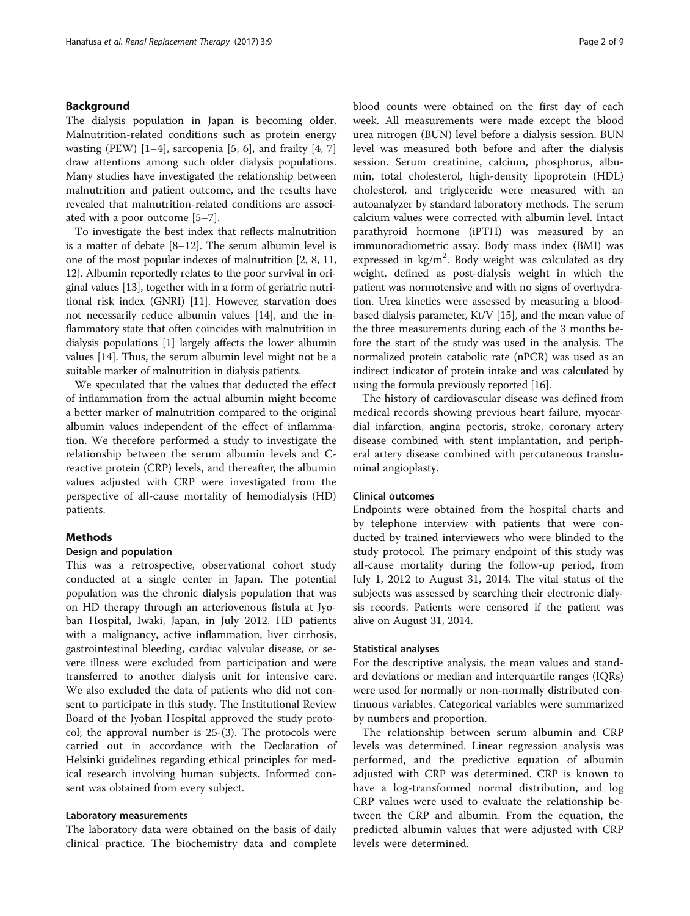## Background

The dialysis population in Japan is becoming older. Malnutrition-related conditions such as protein energy wasting (PEW) [1–4], sarcopenia [5, 6], and frailty [4, 7] draw attentions among such older dialysis populations. Many studies have investigated the relationship between malnutrition and patient outcome, and the results have revealed that malnutrition-related conditions are associated with a poor outcome [5–7].

To investigate the best index that reflects malnutrition is a matter of debate [8–12]. The serum albumin level is one of the most popular indexes of malnutrition [2, 8, 11, 12]. Albumin reportedly relates to the poor survival in original values [13], together with in a form of geriatric nutritional risk index (GNRI) [11]. However, starvation does not necessarily reduce albumin values [14], and the inflammatory state that often coincides with malnutrition in dialysis populations [1] largely affects the lower albumin values [14]. Thus, the serum albumin level might not be a suitable marker of malnutrition in dialysis patients.

We speculated that the values that deducted the effect of inflammation from the actual albumin might become a better marker of malnutrition compared to the original albumin values independent of the effect of inflammation. We therefore performed a study to investigate the relationship between the serum albumin levels and C-reactive protein (CRP) levels, and thereafter, the albumin values adjusted with CRP were investigated from the perspective of all-cause mortality of hemodialysis (HD) patients.

## Methods

### Design and population

This was a retrospective, observational cohort study conducted at a single center in Japan. The potential population was the chronic dialysis population that was on HD therapy through an arteriovenous fistula at Jyoban Hospital, Iwaki, Japan, in July 2012. HD patients with a malignancy, active inflammation, liver cirrhosis, gastrointestinal bleeding, cardiac valvular disease, or severe illness were excluded from participation and were transferred to another dialysis unit for intensive care. We also excluded the data of patients who did not consent to participate in this study. The Institutional Review Board of the Jyoban Hospital approved the study protocol; the approval number is 25-(3). The protocols were carried out in accordance with the Declaration of Helsinki guidelines regarding ethical principles for medical research involving human subjects. Informed consent was obtained from every subject.

### Laboratory measurements

The laboratory data were obtained on the basis of daily clinical practice. The biochemistry data and complete blood counts were obtained on the first day of each week. All measurements were made except the blood urea nitrogen (BUN) level before a dialysis session. BUN level was measured both before and after the dialysis session. Serum creatinine, calcium, phosphorus, albumin, total cholesterol, high-density lipoprotein (HDL) cholesterol, and triglyceride were measured with an autoanalyzer by standard laboratory methods. The serum calcium values were corrected with albumin level. Intact parathyroid hormone (iPTH) was measured by an immunoradiometric assay. Body mass index (BMI) was expressed in $kg/m^2$. Body weight was calculated as dry weight, defined as post-dialysis weight in which the patient was normotensive and with no signs of overhydration. Urea kinetics were assessed by measuring a blood-based dialysis parameter, Kt/V [15], and the mean value of the three measurements during each of the 3 months before the start of the study was used in the analysis. The normalized protein catabolic rate (nPCR) was used as an indirect indicator of protein intake and was calculated by using the formula previously reported [16].

The history of cardiovascular disease was defined from medical records showing previous heart failure, myocardial infarction, angina pectoris, stroke, coronary artery disease combined with stent implantation, and peripheral artery disease combined with percutaneous transluminal angioplasty.

### Clinical outcomes

Endpoints were obtained from the hospital charts and by telephone interview with patients that were conducted by trained interviewers who were blinded to the study protocol. The primary endpoint of this study was all-cause mortality during the follow-up period, from July 1, 2012 to August 31, 2014. The vital status of the subjects was assessed by searching their electronic dialysis records. Patients were censored if the patient was alive on August 31, 2014.

### Statistical analyses

For the descriptive analysis, the mean values and standard deviations or median and interquartile ranges (IQRs) were used for normally or non-normally distributed continuous variables. Categorical variables were summarized by numbers and proportion.

The relationship between serum albumin and CRP levels was determined. Linear regression analysis was performed, and the predictive equation of albumin adjusted with CRP was determined. CRP is known to have a log-transformed normal distribution, and log CRP values were used to evaluate the relationship between the CRP and albumin. From the equation, the predicted albumin values that were adjusted with CRP levels were determined.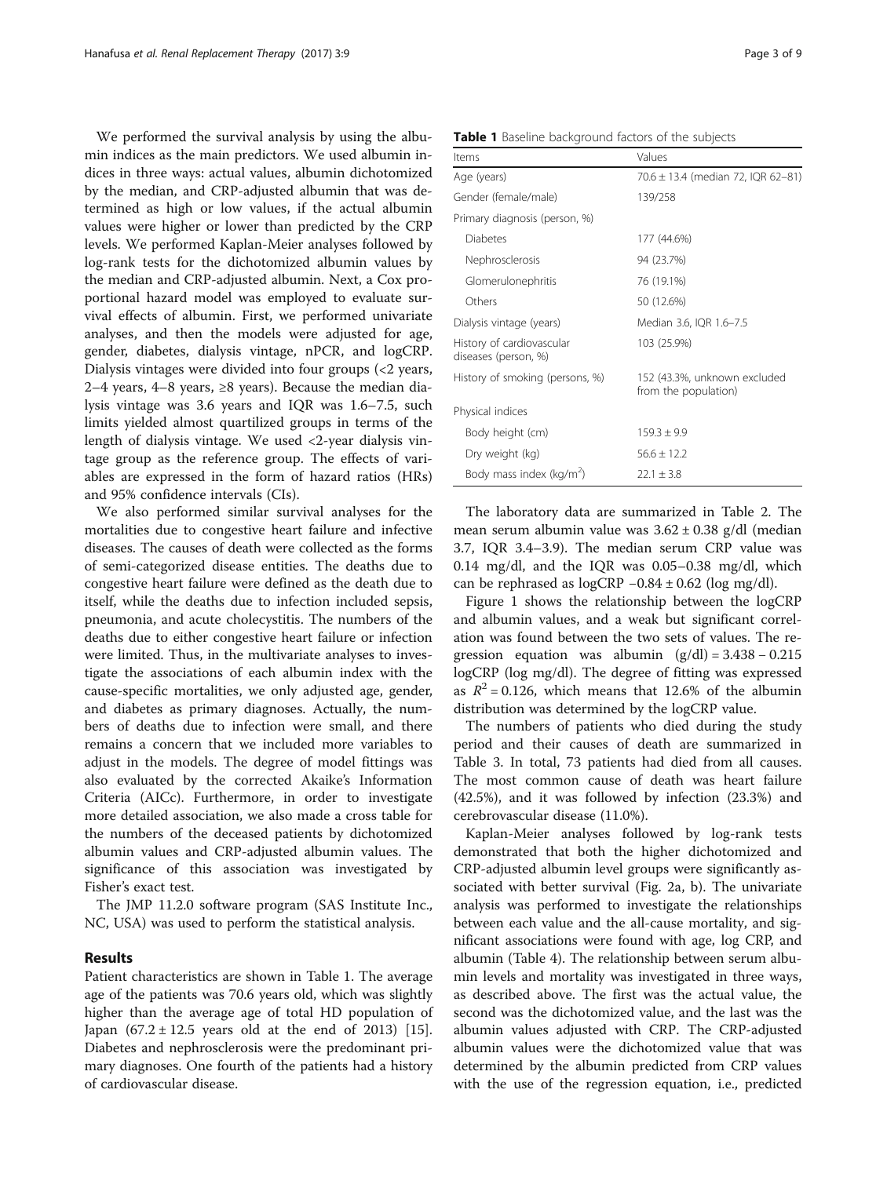We performed the survival analysis by using the albumin indices as the main predictors. We used albumin indices in three ways: actual values, albumin dichotomized by the median, and CRP-adjusted albumin that was determined as high or low values, if the actual albumin values were higher or lower than predicted by the CRP levels. We performed Kaplan-Meier analyses followed by log-rank tests for the dichotomized albumin values by the median and CRP-adjusted albumin. Next, a Cox proportional hazard model was employed to evaluate survival effects of albumin. First, we performed univariate analyses, and then the models were adjusted for age, gender, diabetes, dialysis vintage, nPCR, and logCRP. Dialysis vintages were divided into four groups (<2 years, 2–4 years, 4–8 years, ≥8 years). Because the median dialysis vintage was 3.6 years and IQR was 1.6–7.5, such limits yielded almost quartilized groups in terms of the length of dialysis vintage. We used <2-year dialysis vintage group as the reference group. The effects of variables are expressed in the form of hazard ratios (HRs) and 95% confidence intervals (CIs).

We also performed similar survival analyses for the mortalities due to congestive heart failure and infective diseases. The causes of death were collected as the forms of semi-categorized disease entities. The deaths due to congestive heart failure were defined as the death due to itself, while the deaths due to infection included sepsis, pneumonia, and acute cholecystitis. The numbers of the deaths due to either congestive heart failure or infection were limited. Thus, in the multivariate analyses to investigate the associations of each albumin index with the cause-specific mortalities, we only adjusted age, gender, and diabetes as primary diagnoses. Actually, the numbers of deaths due to infection were small, and there remains a concern that we included more variables to adjust in the models. The degree of model fittings was also evaluated by the corrected Akaike's Information Criteria (AICc). Furthermore, in order to investigate more detailed association, we also made a cross table for the numbers of the deceased patients by dichotomized albumin values and CRP-adjusted albumin values. The significance of this association was investigated by Fisher's exact test.

The JMP 11.2.0 software program (SAS Institute Inc., NC, USA) was used to perform the statistical analysis.

## Results

Patient characteristics are shown in Table 1. The average age of the patients was 70.6 years old, which was slightly higher than the average age of total HD population of Japan (67.2 ± 12.5 years old at the end of 2013) [15]. Diabetes and nephrosclerosis were the predominant primary diagnoses. One fourth of the patients had a history of cardiovascular disease.

**Table 1** Baseline background factors of the subjects

| Items | Values |
|---|---|
| Age (years) | 70.6 ± 13.4 (median 72, IQR 62–81) |
| Gender (female/male) | 139/258 |
| Primary diagnosis (person, %) | |
| Diabetes | 177 (44.6%) |
| Nephrosclerosis | 94 (23.7%) |
| Glomerulonephritis | 76 (19.1%) |
| Others | 50 (12.6%) |
| Dialysis vintage (years) | Median 3.6, IQR 1.6–7.5 |
| History of cardiovascular diseases (person, %) | 103 (25.9%) |
| History of smoking (persons, %) | 152 (43.3%, unknown excluded from the population) |
| Physical indices | |
| Body height (cm) | 159.3 ± 9.9 |
| Dry weight (kg) | 56.6 ± 12.2 |
| Body mass index (kg/m$^2$) | 22.1 ± 3.8 |

The laboratory data are summarized in Table 2. The mean serum albumin value was 3.62 ± 0.38 g/dl (median 3.7, IQR 3.4–3.9). The median serum CRP value was 0.14 mg/dl, and the IQR was 0.05–0.38 mg/dl, which can be rephrased as logCRP −0.84 ± 0.62 (log mg/dl).

Figure 1 shows the relationship between the logCRP and albumin values, and a weak but significant correlation was found between the two sets of values. The regression equation was albumin (g/dl) = 3.438 − 0.215 logCRP (log mg/dl). The degree of fitting was expressed as $R^2 = 0.126$, which means that 12.6% of the albumin distribution was determined by the logCRP value.

The numbers of patients who died during the study period and their causes of death are summarized in Table 3. In total, 73 patients had died from all causes. The most common cause of death was heart failure (42.5%), and it was followed by infection (23.3%) and cerebrovascular disease (11.0%).

Kaplan-Meier analyses followed by log-rank tests demonstrated that both the higher dichotomized and CRP-adjusted albumin level groups were significantly associated with better survival (Fig. 2a, b). The univariate analysis was performed to investigate the relationships between each value and the all-cause mortality, and significant associations were found with age, log CRP, and albumin (Table 4). The relationship between serum albumin levels and mortality was investigated in three ways, as described above. The first was the actual value, the second was the dichotomized value, and the last was the albumin values adjusted with CRP. The CRP-adjusted albumin values were the dichotomized value that was determined by the albumin predicted from CRP values with the use of the regression equation, i.e., predicted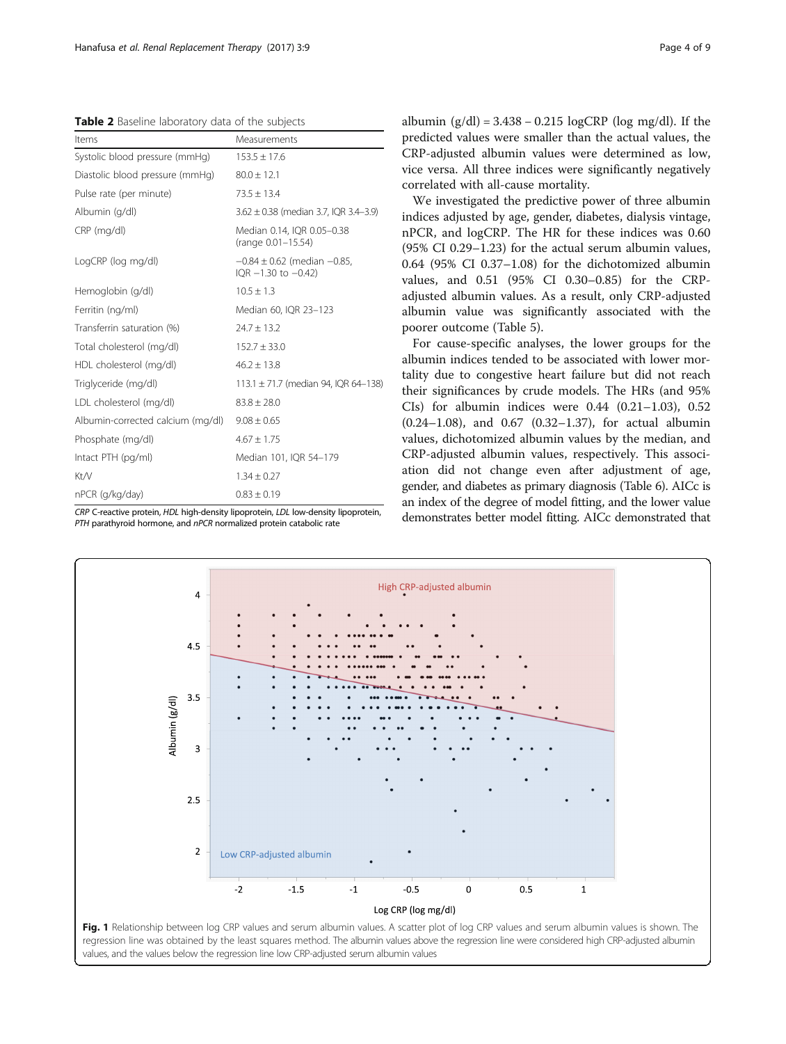**Table 2** Baseline laboratory data of the subjects

| Items | Measurements |
|---|---|
| Systolic blood pressure (mmHg) | 153.5 ± 17.6 |
| Diastolic blood pressure (mmHg) | 80.0 ± 12.1 |
| Pulse rate (per minute) | 73.5 ± 13.4 |
| Albumin (g/dl) | 3.62 ± 0.38 (median 3.7, IQR 3.4–3.9) |
| CRP (mg/dl) | Median 0.14, IQR 0.05–0.38 (range 0.01–15.54) |
| LogCRP (log mg/dl) | −0.84 ± 0.62 (median −0.85, IQR −1.30 to −0.42) |
| Hemoglobin (g/dl) | 10.5 ± 1.3 |
| Ferritin (ng/ml) | Median 60, IQR 23–123 |
| Transferrin saturation (%) | 24.7 ± 13.2 |
| Total cholesterol (mg/dl) | 152.7 ± 33.0 |
| HDL cholesterol (mg/dl) | 46.2 ± 13.8 |
| Triglyceride (mg/dl) | 113.1 ± 71.7 (median 94, IQR 64–138) |
| LDL cholesterol (mg/dl) | 83.8 ± 28.0 |
| Albumin-corrected calcium (mg/dl) | 9.08 ± 0.65 |
| Phosphate (mg/dl) | 4.67 ± 1.75 |
| Intact PTH (pg/ml) | Median 101, IQR 54–179 |
| Kt/V | 1.34 ± 0.27 |
| nPCR (g/kg/day) | 0.83 ± 0.19 |

*CRP* C-reactive protein, *HDL* high-density lipoprotein, *LDL* low-density lipoprotein, *PTH* parathyroid hormone, and *nPCR* normalized protein catabolic rate

albumin (g/dl) = 3.438 – 0.215 logCRP (log mg/dl). If the predicted values were smaller than the actual values, the CRP-adjusted albumin values were determined as low, vice versa. All three indices were significantly negatively correlated with all-cause mortality.

We investigated the predictive power of three albumin indices adjusted by age, gender, diabetes, dialysis vintage, nPCR, and logCRP. The HR for these indices was 0.60 (95% CI 0.29–1.23) for the actual serum albumin values, 0.64 (95% CI 0.37–1.08) for the dichotomized albumin values, and 0.51 (95% CI 0.30–0.85) for the CRP-adjusted albumin values. As a result, only CRP-adjusted albumin value was significantly associated with the poorer outcome (Table 5).

For cause-specific analyses, the lower groups for the albumin indices tended to be associated with lower mortality due to congestive heart failure but did not reach their significances by crude models. The HRs (and 95% CIs) for albumin indices were 0.44 (0.21–1.03), 0.52 (0.24–1.08), and 0.67 (0.32–1.37), for actual albumin values, dichotomized albumin values by the median, and CRP-adjusted albumin values, respectively. This association did not change even after adjustment of age, gender, and diabetes as primary diagnosis (Table 6). AICc is an index of the degree of model fitting, and the lower value demonstrates better model fitting. AICc demonstrated that

**Fig. 1** Relationship between log CRP values and serum albumin values. A scatter plot of log CRP values and serum albumin values is shown. The regression line was obtained by the least squares method. The albumin values above the regression line were considered high CRP-adjusted albumin values, and the values below the regression line low CRP-adjusted serum albumin values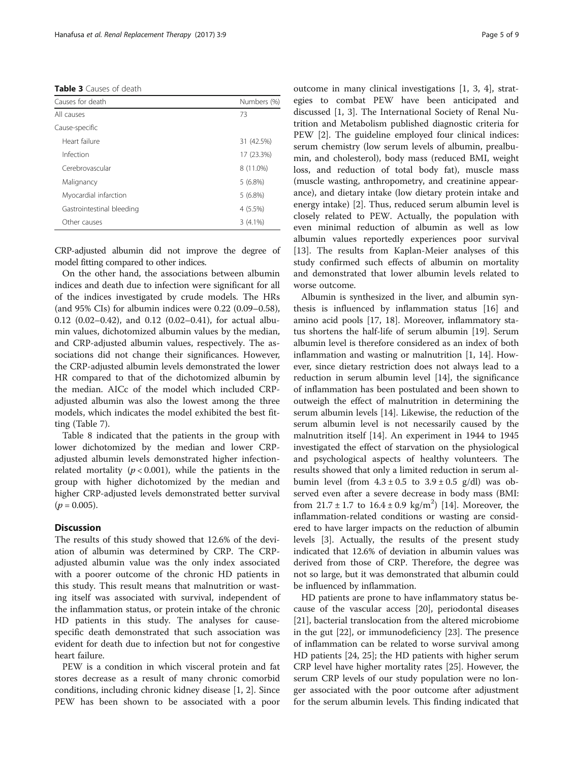**Table 3** Causes of death

| Causes for death | Numbers (%) |
|---|---|
| All causes | 73 |
| Cause-specific | |
| Heart failure | 31 (42.5%) |
| Infection | 17 (23.3%) |
| Cerebrovascular | 8 (11.0%) |
| Malignancy | 5 (6.8%) |
| Myocardial infarction | 5 (6.8%) |
| Gastrointestinal bleeding | 4 (5.5%) |
| Other causes | 3 (4.1%) |

CRP-adjusted albumin did not improve the degree of model fitting compared to other indices.

On the other hand, the associations between albumin indices and death due to infection were significant for all of the indices investigated by crude models. The HRs (and 95% CIs) for albumin indices were 0.22 (0.09–0.58), 0.12 (0.02–0.42), and 0.12 (0.02–0.41), for actual albumin values, dichotomized albumin values by the median, and CRP-adjusted albumin values, respectively. The associations did not change their significances. However, the CRP-adjusted albumin levels demonstrated the lower HR compared to that of the dichotomized albumin by the median. AICc of the model which included CRP-adjusted albumin was also the lowest among the three models, which indicates the model exhibited the best fitting (Table 7).

Table 8 indicated that the patients in the group with lower dichotomized by the median and lower CRP-adjusted albumin levels demonstrated higher infection-related mortality ($p < 0.001$), while the patients in the group with higher dichotomized by the median and higher CRP-adjusted levels demonstrated better survival ($p = 0.005$).

## Discussion

The results of this study showed that 12.6% of the deviation of albumin was determined by CRP. The CRP-adjusted albumin value was the only index associated with a poorer outcome of the chronic HD patients in this study. This result means that malnutrition or wasting itself was associated with survival, independent of the inflammation status, or protein intake of the chronic HD patients in this study. The analyses for cause-specific death demonstrated that such association was evident for death due to infection but not for congestive heart failure.

PEW is a condition in which visceral protein and fat stores decrease as a result of many chronic comorbid conditions, including chronic kidney disease [1, 2]. Since PEW has been shown to be associated with a poor outcome in many clinical investigations [1, 3, 4], strategies to combat PEW have been anticipated and discussed [1, 3]. The International Society of Renal Nutrition and Metabolism published diagnostic criteria for PEW [2]. The guideline employed four clinical indices: serum chemistry (low serum levels of albumin, prealbumin, and cholesterol), body mass (reduced BMI, weight loss, and reduction of total body fat), muscle mass (muscle wasting, anthropometry, and creatinine appearance), and dietary intake (low dietary protein intake and energy intake) [2]. Thus, reduced serum albumin level is closely related to PEW. Actually, the population with even minimal reduction of albumin as well as low albumin values reportedly experiences poor survival [13]. The results from Kaplan-Meier analyses of this study confirmed such effects of albumin on mortality and demonstrated that lower albumin levels related to worse outcome.

Albumin is synthesized in the liver, and albumin synthesis is influenced by inflammation status [16] and amino acid pools [17, 18]. Moreover, inflammatory status shortens the half-life of serum albumin [19]. Serum albumin level is therefore considered as an index of both inflammation and wasting or malnutrition [1, 14]. However, since dietary restriction does not always lead to a reduction in serum albumin level [14], the significance of inflammation has been postulated and been shown to outweigh the effect of malnutrition in determining the serum albumin levels [14]. Likewise, the reduction of the serum albumin level is not necessarily caused by the malnutrition itself [14]. An experiment in 1944 to 1945 investigated the effect of starvation on the physiological and psychological aspects of healthy volunteers. The results showed that only a limited reduction in serum albumin level (from $4.3 \pm 0.5$ to $3.9 \pm 0.5$ g/dl) was observed even after a severe decrease in body mass (BMI: from $21.7 \pm 1.7$ to $16.4 \pm 0.9$ kg/m$^2$) [14]. Moreover, the inflammation-related conditions or wasting are considered to have larger impacts on the reduction of albumin levels [3]. Actually, the results of the present study indicated that 12.6% of deviation in albumin values was derived from those of CRP. Therefore, the degree was not so large, but it was demonstrated that albumin could be influenced by inflammation.

HD patients are prone to have inflammatory status because of the vascular access [20], periodontal diseases [21], bacterial translocation from the altered microbiome in the gut [22], or immunodeficiency [23]. The presence of inflammation can be related to worse survival among HD patients [24, 25]; the HD patients with higher serum CRP level have higher mortality rates [25]. However, the serum CRP levels of our study population were no longer associated with the poor outcome after adjustment for the serum albumin levels. This finding indicated that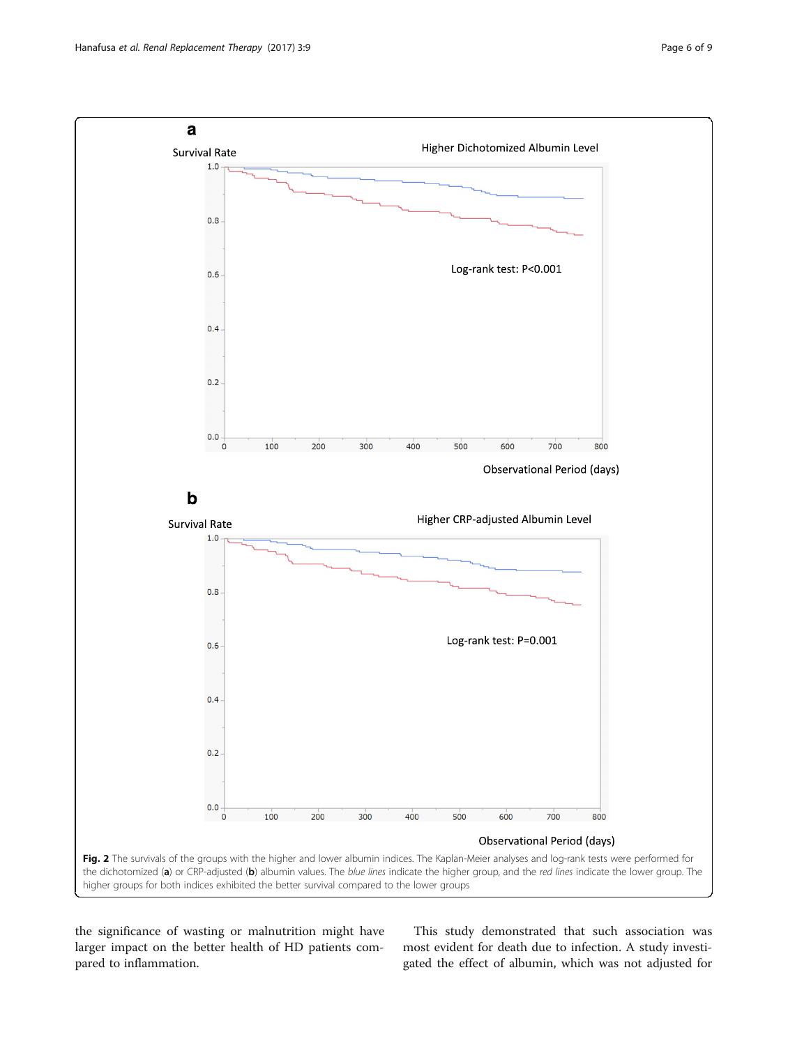**Fig. 2** The survivals of the groups with the higher and lower albumin indices. The Kaplan-Meier analyses and log-rank tests were performed for the dichotomized (**a**) or CRP-adjusted (**b**) albumin values. The *blue lines* indicate the higher group, and the *red lines* indicate the lower group. The higher groups for both indices exhibited the better survival compared to the lower groups

the significance of wasting or malnutrition might have larger impact on the better health of HD patients compared to inflammation.

This study demonstrated that such association was most evident for death due to infection. A study investigated the effect of albumin, which was not adjusted for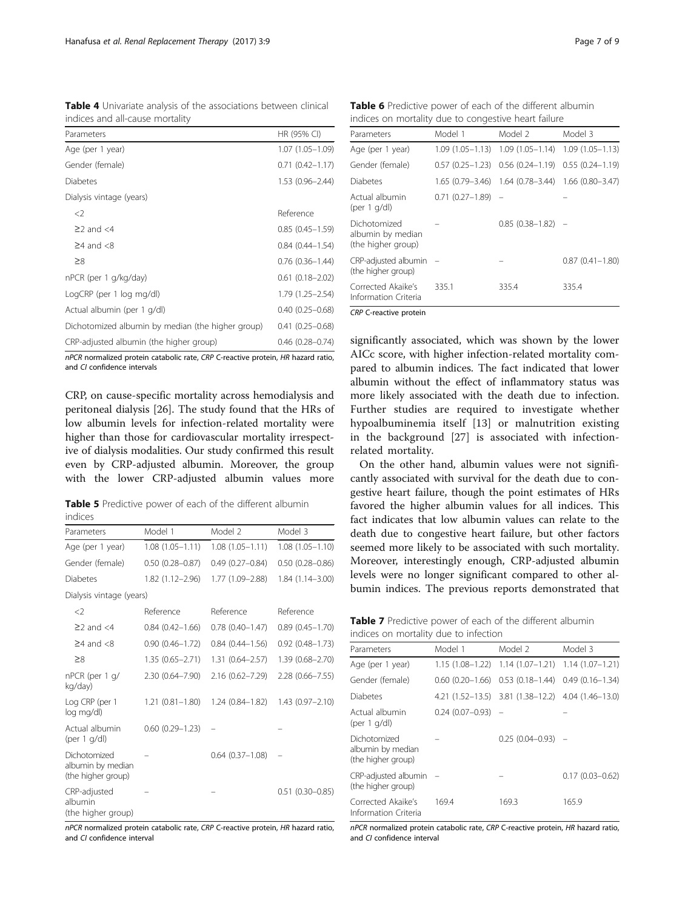**Table 4** Univariate analysis of the associations between clinical indices and all-cause mortality

| Parameters | HR (95% CI) |
|---|---|
| Age (per 1 year) | 1.07 (1.05–1.09) |
| Gender (female) | 0.71 (0.42–1.17) |
| Diabetes | 1.53 (0.96–2.44) |
| Dialysis vintage (years) | |
| <2 | Reference |
| ≥2 and <4 | 0.85 (0.45–1.59) |
| ≥4 and <8 | 0.84 (0.44–1.54) |
| ≥8 | 0.76 (0.36–1.44) |
| nPCR (per 1 g/kg/day) | 0.61 (0.18–2.02) |
| LogCRP (per 1 log mg/dl) | 1.79 (1.25–2.54) |
| Actual albumin (per 1 g/dl) | 0.40 (0.25–0.68) |
| Dichotomized albumin by median (the higher group) | 0.41 (0.25–0.68) |
| CRP-adjusted albumin (the higher group) | 0.46 (0.28–0.74) |

*nPCR* normalized protein catabolic rate, *CRP* C-reactive protein, *HR* hazard ratio, and *CI* confidence intervals

CRP, on cause-specific mortality across hemodialysis and peritoneal dialysis [26]. The study found that the HRs of low albumin levels for infection-related mortality were higher than those for cardiovascular mortality irrespective of dialysis modalities. Our study confirmed this result even by CRP-adjusted albumin. Moreover, the group with the lower CRP-adjusted albumin values more

**Table 5** Predictive power of each of the different albumin indices

| Parameters | Model 1 | Model 2 | Model 3 |
|---|---|---|---|
| Age (per 1 year) | 1.08 (1.05–1.11) | 1.08 (1.05–1.11) | 1.08 (1.05–1.10) |
| Gender (female) | 0.50 (0.28–0.87) | 0.49 (0.27–0.84) | 0.50 (0.28–0.86) |
| Diabetes | 1.82 (1.12–2.96) | 1.77 (1.09–2.88) | 1.84 (1.14–3.00) |
| Dialysis vintage (years) | | | |
| <2 | Reference | Reference | Reference |
| ≥2 and <4 | 0.84 (0.42–1.66) | 0.78 (0.40–1.47) | 0.89 (0.45–1.70) |
| ≥4 and <8 | 0.90 (0.46–1.72) | 0.84 (0.44–1.56) | 0.92 (0.48–1.73) |
| ≥8 | 1.35 (0.65–2.71) | 1.31 (0.64–2.57) | 1.39 (0.68–2.70) |
| nPCR (per 1 g/kg/day) | 2.30 (0.64–7.90) | 2.16 (0.62–7.29) | 2.28 (0.66–7.55) |
| Log CRP (per 1 log mg/dl) | 1.21 (0.81–1.80) | 1.24 (0.84–1.82) | 1.43 (0.97–2.10) |
| Actual albumin (per 1 g/dl) | 0.60 (0.29–1.23) | – | – |
| Dichotomized albumin by median (the higher group) | – | 0.64 (0.37–1.08) | – |
| CRP-adjusted albumin (the higher group) | – | – | 0.51 (0.30–0.85) |

*nPCR* normalized protein catabolic rate, *CRP* C-reactive protein, *HR* hazard ratio, and *CI* confidence interval

**Table 6** Predictive power of each of the different albumin indices on mortality due to congestive heart failure

| Parameters | Model 1 | Model 2 | Model 3 |
|---|---|---|---|
| Age (per 1 year) | 1.09 (1.05–1.13) | 1.09 (1.05–1.14) | 1.09 (1.05–1.13) |
| Gender (female) | 0.57 (0.25–1.23) | 0.56 (0.24–1.19) | 0.55 (0.24–1.19) |
| Diabetes | 1.65 (0.79–3.46) | 1.64 (0.78–3.44) | 1.66 (0.80–3.47) |
| Actual albumin (per 1 g/dl) | 0.71 (0.27–1.89) | – | – |
| Dichotomized albumin by median (the higher group) | – | 0.85 (0.38–1.82) | – |
| CRP-adjusted albumin (the higher group) | – | – | 0.87 (0.41–1.80) |
| Corrected Akaike's Information Criteria | 335.1 | 335.4 | 335.4 |

*CRP* C-reactive protein

significantly associated, which was shown by the lower AICc score, with higher infection-related mortality compared to albumin indices. The fact indicated that lower albumin without the effect of inflammatory status was more likely associated with the death due to infection. Further studies are required to investigate whether hypoalbuminemia itself [13] or malnutrition existing in the background [27] is associated with infection-related mortality.

On the other hand, albumin values were not significantly associated with survival for the death due to congestive heart failure, though the point estimates of HRs favored the higher albumin values for all indices. This fact indicates that low albumin values can relate to the death due to congestive heart failure, but other factors seemed more likely to be associated with such mortality. Moreover, interestingly enough, CRP-adjusted albumin levels were no longer significant compared to other albumin indices. The previous reports demonstrated that

**Table 7** Predictive power of each of the different albumin indices on mortality due to infection

| Parameters | Model 1 | Model 2 | Model 3 |
|---|---|---|---|
| Age (per 1 year) | 1.15 (1.08–1.22) | 1.14 (1.07–1.21) | 1.14 (1.07–1.21) |
| Gender (female) | 0.60 (0.20–1.66) | 0.53 (0.18–1.44) | 0.49 (0.16–1.34) |
| Diabetes | 4.21 (1.52–13.5) | 3.81 (1.38–12.2) | 4.04 (1.46–13.0) |
| Actual albumin (per 1 g/dl) | 0.24 (0.07–0.93) | – | – |
| Dichotomized albumin by median (the higher group) | – | 0.25 (0.04–0.93) | – |
| CRP-adjusted albumin (the higher group) | – | – | 0.17 (0.03–0.62) |
| Corrected Akaike's Information Criteria | 169.4 | 169.3 | 165.9 |

*nPCR* normalized protein catabolic rate, *CRP* C-reactive protein, *HR* hazard ratio, and *CI* confidence interval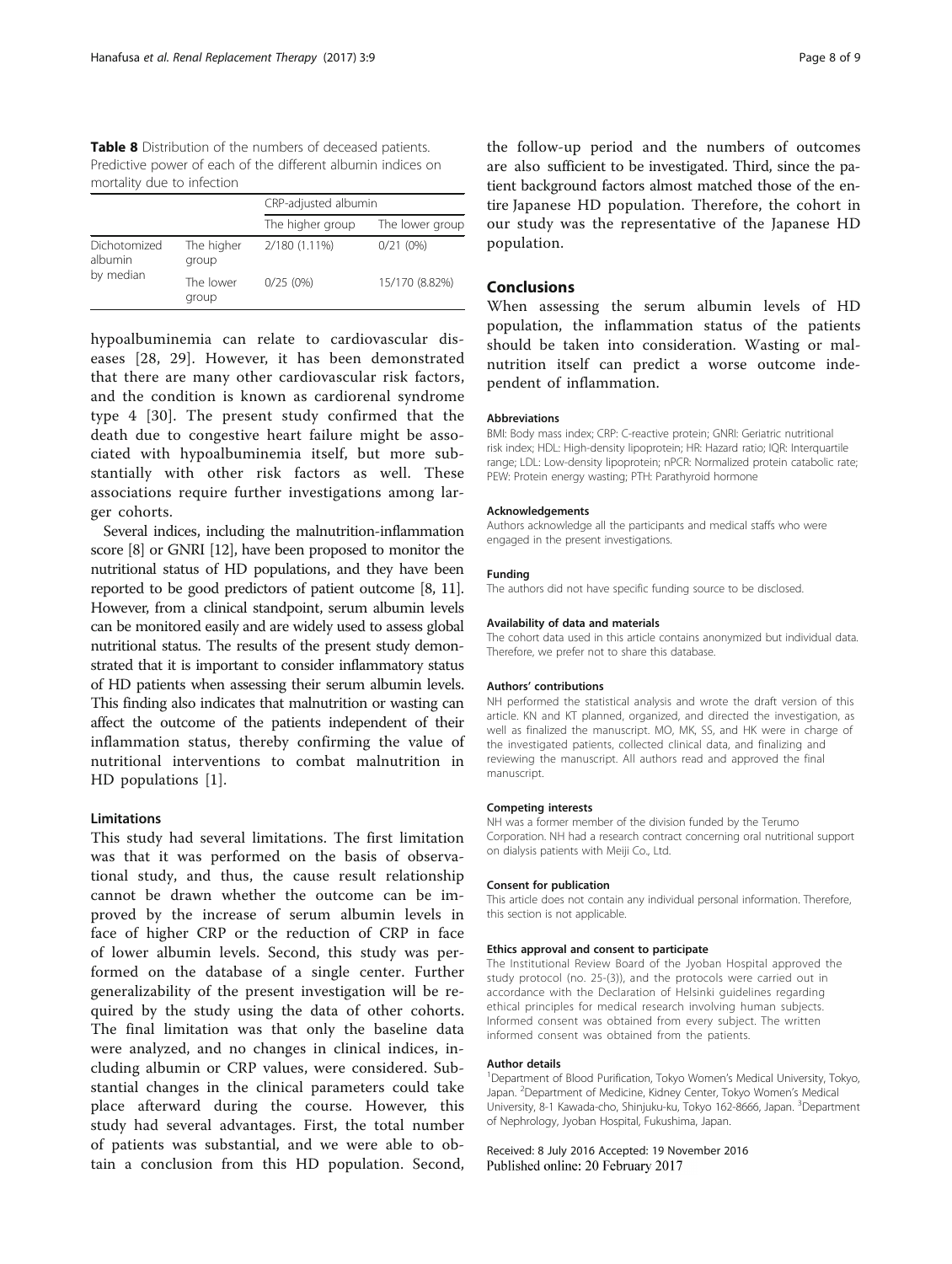**Table 8** Distribution of the numbers of deceased patients. Predictive power of each of the different albumin indices on mortality due to infection

| | | CRP-adjusted albumin | |
|---|---|---|---|
| | | The higher group | The lower group |
| Dichotomized albumin by median | The higher group | 2/180 (1.11%) | 0/21 (0%) |
| | The lower group | 0/25 (0%) | 15/170 (8.82%) |

hypoalbuminemia can relate to cardiovascular diseases [28, 29]. However, it has been demonstrated that there are many other cardiovascular risk factors, and the condition is known as cardiorenal syndrome type 4 [30]. The present study confirmed that the death due to congestive heart failure might be associated with hypoalbuminemia itself, but more substantially with other risk factors as well. These associations require further investigations among larger cohorts.

Several indices, including the malnutrition-inflammation score [8] or GNRI [12], have been proposed to monitor the nutritional status of HD populations, and they have been reported to be good predictors of patient outcome [8, 11]. However, from a clinical standpoint, serum albumin levels can be monitored easily and are widely used to assess global nutritional status. The results of the present study demonstrated that it is important to consider inflammatory status of HD patients when assessing their serum albumin levels. This finding also indicates that malnutrition or wasting can affect the outcome of the patients independent of their inflammation status, thereby confirming the value of nutritional interventions to combat malnutrition in HD populations [1].

### Limitations

This study had several limitations. The first limitation was that it was performed on the basis of observational study, and thus, the cause result relationship cannot be drawn whether the outcome can be improved by the increase of serum albumin levels in face of higher CRP or the reduction of CRP in face of lower albumin levels. Second, this study was performed on the database of a single center. Further generalizability of the present investigation will be required by the study using the data of other cohorts. The final limitation was that only the baseline data were analyzed, and no changes in clinical indices, including albumin or CRP values, were considered. Substantial changes in the clinical parameters could take place afterward during the course. However, this study had several advantages. First, the total number of patients was substantial, and we were able to obtain a conclusion from this HD population. Second, the follow-up period and the numbers of outcomes are also sufficient to be investigated. Third, since the patient background factors almost matched those of the entire Japanese HD population. Therefore, the cohort in our study was the representative of the Japanese HD population.

## Conclusions

When assessing the serum albumin levels of HD population, the inflammation status of the patients should be taken into consideration. Wasting or malnutrition itself can predict a worse outcome independent of inflammation.

#### Abbreviations

BMI: Body mass index; CRP: C-reactive protein; GNRI: Geriatric nutritional risk index; HDL: High-density lipoprotein; HR: Hazard ratio; IQR: Interquartile range; LDL: Low-density lipoprotein; nPCR: Normalized protein catabolic rate; PEW: Protein energy wasting; PTH: Parathyroid hormone

#### Acknowledgements

Authors acknowledge all the participants and medical staffs who were engaged in the present investigations.

#### Funding

The authors did not have specific funding source to be disclosed.

#### Availability of data and materials

The cohort data used in this article contains anonymized but individual data. Therefore, we prefer not to share this database.

#### Authors' contributions

NH performed the statistical analysis and wrote the draft version of this article. KN and KT planned, organized, and directed the investigation, as well as finalized the manuscript. MO, MK, SS, and HK were in charge of the investigated patients, collected clinical data, and finalizing and reviewing the manuscript. All authors read and approved the final manuscript.

#### Competing interests

NH was a former member of the division funded by the Terumo Corporation. NH had a research contract concerning oral nutritional support on dialysis patients with Meiji Co., Ltd.

#### Consent for publication

This article does not contain any individual personal information. Therefore, this section is not applicable.

#### Ethics approval and consent to participate

The Institutional Review Board of the Jyoban Hospital approved the study protocol (no. 25-(3)), and the protocols were carried out in accordance with the Declaration of Helsinki guidelines regarding ethical principles for medical research involving human subjects. Informed consent was obtained from every subject. The written informed consent was obtained from the patients.

#### Author details

[1]Department of Blood Purification, Tokyo Women's Medical University, Tokyo, Japan. [2]Department of Medicine, Kidney Center, Tokyo Women's Medical University, 8-1 Kawada-cho, Shinjuku-ku, Tokyo 162-8666, Japan. [3]Department of Nephrology, Jyoban Hospital, Fukushima, Japan.

Received: 8 July 2016 Accepted: 19 November 2016
Published online: 20 February 2017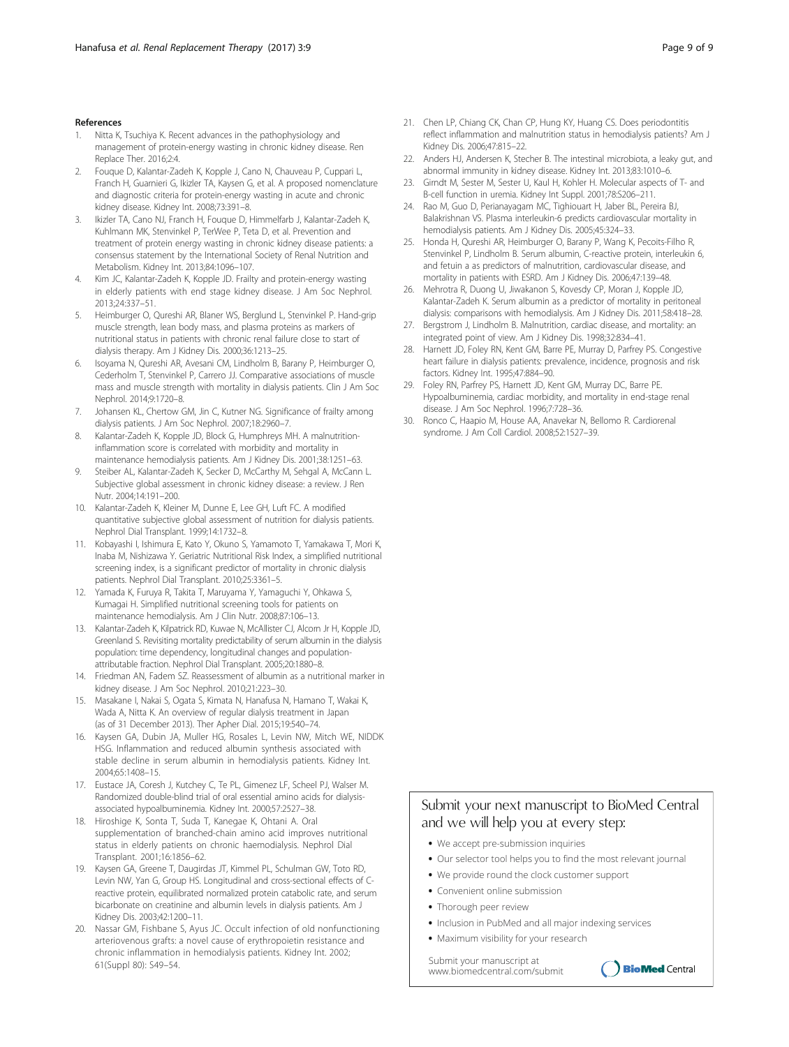## References

1. Nitta K, Tsuchiya K. Recent advances in the pathophysiology and management of protein-energy wasting in chronic kidney disease. Ren Replace Ther. 2016;2:4.
2. Fouque D, Kalantar-Zadeh K, Kopple J, Cano N, Chauveau P, Cuppari L, Franch H, Guarnieri G, Ikizler TA, Kaysen G, et al. A proposed nomenclature and diagnostic criteria for protein-energy wasting in acute and chronic kidney disease. Kidney Int. 2008;73:391–8.
3. Ikizler TA, Cano NJ, Franch H, Fouque D, Himmelfarb J, Kalantar-Zadeh K, Kuhlmann MK, Stenvinkel P, TerWee P, Teta D, et al. Prevention and treatment of protein energy wasting in chronic kidney disease patients: a consensus statement by the International Society of Renal Nutrition and Metabolism. Kidney Int. 2013;84:1096–107.
4. Kim JC, Kalantar-Zadeh K, Kopple JD. Frailty and protein-energy wasting in elderly patients with end stage kidney disease. J Am Soc Nephrol. 2013;24:337–51.
5. Heimburger O, Qureshi AR, Blaner WS, Berglund L, Stenvinkel P. Hand-grip muscle strength, lean body mass, and plasma proteins as markers of nutritional status in patients with chronic renal failure close to start of dialysis therapy. Am J Kidney Dis. 2000;36:1213–25.
6. Isoyama N, Qureshi AR, Avesani CM, Lindholm B, Barany P, Heimburger O, Cederholm T, Stenvinkel P, Carrero JJ. Comparative associations of muscle mass and muscle strength with mortality in dialysis patients. Clin J Am Soc Nephrol. 2014;9:1720–8.
7. Johansen KL, Chertow GM, Jin C, Kutner NG. Significance of frailty among dialysis patients. J Am Soc Nephrol. 2007;18:2960–7.
8. Kalantar-Zadeh K, Kopple JD, Block G, Humphreys MH. A malnutrition-inflammation score is correlated with morbidity and mortality in maintenance hemodialysis patients. Am J Kidney Dis. 2001;38:1251–63.
9. Steiber AL, Kalantar-Zadeh K, Secker D, McCarthy M, Sehgal A, McCann L. Subjective global assessment in chronic kidney disease: a review. J Ren Nutr. 2004;14:191–200.
10. Kalantar-Zadeh K, Kleiner M, Dunne E, Lee GH, Luft FC. A modified quantitative subjective global assessment of nutrition for dialysis patients. Nephrol Dial Transplant. 1999;14:1732–8.
11. Kobayashi I, Ishimura E, Kato Y, Okuno S, Yamamoto T, Yamakawa T, Mori K, Inaba M, Nishizawa Y. Geriatric Nutritional Risk Index, a simplified nutritional screening index, is a significant predictor of mortality in chronic dialysis patients. Nephrol Dial Transplant. 2010;25:3361–5.
12. Yamada K, Furuya R, Takita T, Maruyama Y, Yamaguchi Y, Ohkawa S, Kumagai H. Simplified nutritional screening tools for patients on maintenance hemodialysis. Am J Clin Nutr. 2008;87:106–13.
13. Kalantar-Zadeh K, Kilpatrick RD, Kuwae N, McAllister CJ, Alcorn Jr H, Kopple JD, Greenland S. Revisiting mortality predictability of serum albumin in the dialysis population: time dependency, longitudinal changes and population-attributable fraction. Nephrol Dial Transplant. 2005;20:1880–8.
14. Friedman AN, Fadem SZ. Reassessment of albumin as a nutritional marker in kidney disease. J Am Soc Nephrol. 2010;21:223–30.
15. Masakane I, Nakai S, Ogata S, Kimata N, Hanafusa N, Hamano T, Wakai K, Wada A, Nitta K. An overview of regular dialysis treatment in Japan (as of 31 December 2013). Ther Apher Dial. 2015;19:540–74.
16. Kaysen GA, Dubin JA, Muller HG, Rosales L, Levin NW, Mitch WE, NIDDK HSG. Inflammation and reduced albumin synthesis associated with stable decline in serum albumin in hemodialysis patients. Kidney Int. 2004;65:1408–15.
17. Eustace JA, Coresh J, Kutchey C, Te PL, Gimenez LF, Scheel PJ, Walser M. Randomized double-blind trial of oral essential amino acids for dialysis-associated hypoalbuminemia. Kidney Int. 2000;57:2527–38.
18. Hiroshige K, Sonta T, Suda T, Kanegae K, Ohtani A. Oral supplementation of branched-chain amino acid improves nutritional status in elderly patients on chronic haemodialysis. Nephrol Dial Transplant. 2001;16:1856–62.
19. Kaysen GA, Greene T, Daugirdas JT, Kimmel PL, Schulman GW, Toto RD, Levin NW, Yan G, Group HS. Longitudinal and cross-sectional effects of C-reactive protein, equilibrated normalized protein catabolic rate, and serum bicarbonate on creatinine and albumin levels in dialysis patients. Am J Kidney Dis. 2003;42:1200–11.
20. Nassar GM, Fishbane S, Ayus JC. Occult infection of old nonfunctioning arteriovenous grafts: a novel cause of erythropoietin resistance and chronic inflammation in hemodialysis patients. Kidney Int. 2002; 61(Suppl 80): S49–54.
21. Chen LP, Chiang CK, Chan CP, Hung KY, Huang CS. Does periodontitis reflect inflammation and malnutrition status in hemodialysis patients? Am J Kidney Dis. 2006;47:815–22.
22. Anders HJ, Andersen K, Stecher B. The intestinal microbiota, a leaky gut, and abnormal immunity in kidney disease. Kidney Int. 2013;83:1010–6.
23. Girndt M, Sester M, Sester U, Kaul H, Kohler H. Molecular aspects of T- and B-cell function in uremia. Kidney Int Suppl. 2001;78:S206–211.
24. Rao M, Guo D, Perianayagam MC, Tighiouart H, Jaber BL, Pereira BJ, Balakrishnan VS. Plasma interleukin-6 predicts cardiovascular mortality in hemodialysis patients. Am J Kidney Dis. 2005;45:324–33.
25. Honda H, Qureshi AR, Heimburger O, Barany P, Wang K, Pecoits-Filho R, Stenvinkel P, Lindholm B. Serum albumin, C-reactive protein, interleukin 6, and fetuin a as predictors of malnutrition, cardiovascular disease, and mortality in patients with ESRD. Am J Kidney Dis. 2006;47:139–48.
26. Mehrotra R, Duong U, Jiwakanon S, Kovesdy CP, Moran J, Kopple JD, Kalantar-Zadeh K. Serum albumin as a predictor of mortality in peritoneal dialysis: comparisons with hemodialysis. Am J Kidney Dis. 2011;58:418–28.
27. Bergstrom J, Lindholm B. Malnutrition, cardiac disease, and mortality: an integrated point of view. Am J Kidney Dis. 1998;32:834–41.
28. Harnett JD, Foley RN, Kent GM, Barre PE, Murray D, Parfrey PS. Congestive heart failure in dialysis patients: prevalence, incidence, prognosis and risk factors. Kidney Int. 1995;47:884–90.
29. Foley RN, Parfrey PS, Harnett JD, Kent GM, Murray DC, Barre PE. Hypoalbuminemia, cardiac morbidity, and mortality in end-stage renal disease. J Am Soc Nephrol. 1996;7:728–36.
30. Ronco C, Haapio M, House AA, Anavekar N, Bellomo R. Cardiorenal syndrome. J Am Coll Cardiol. 2008;52:1527–39.

Submit your next manuscript to BioMed Central and we will help you at every step:

- We accept pre-submission inquiries
- Our selector tool helps you to find the most relevant journal
- We provide round the clock customer support
- Convenient online submission
- Thorough peer review
- Inclusion in PubMed and all major indexing services
- Maximum visibility for your research

Submit your manuscript at www.biomedcentral.com/submit

BioMed Central